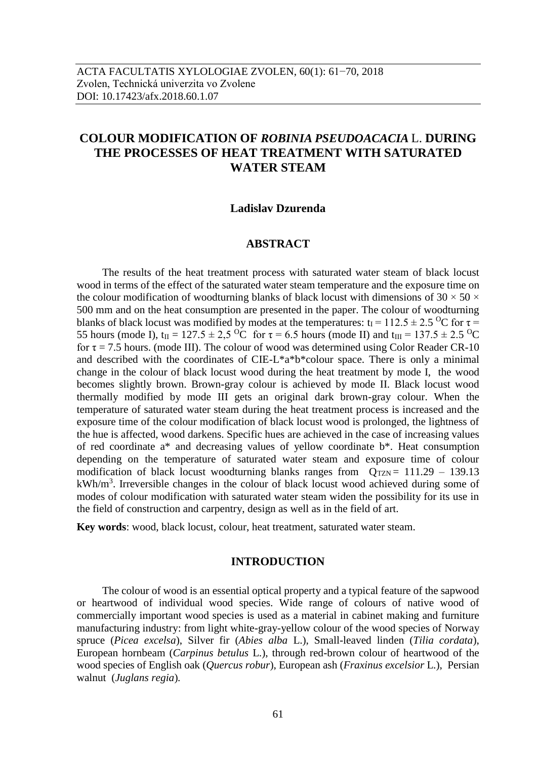ACTA FACULTATIS XYLOLOGIAE ZVOLEN, 60(1): 61−70, 2018
Zvolen, Technická univerzita vo Zvolene
DOI: 10.17423/afx.2018.60.1.07

# COLOUR MODIFICATION OF *ROBINIA PSEUDOACACIA* L. DURING THE PROCESSES OF HEAT TREATMENT WITH SATURATED WATER STEAM

**Ladislav Dzurenda**

## ABSTRACT

The results of the heat treatment process with saturated water steam of black locust wood in terms of the effect of the saturated water steam temperature and the exposure time on the colour modification of woodturning blanks of black locust with dimensions of 30 × 50 × 500 mm and on the heat consumption are presented in the paper. The colour of woodturning blanks of black locust was modified by modes at the temperatures: $t_I = 112.5 \pm 2.5\ ^{O}C$ for $\tau = 55$ hours (mode I), $t_{II} = 127.5 \pm 2{,}5\ ^{O}C$ for $\tau = 6.5$ hours (mode II) and $t_{III} = 137.5 \pm 2.5\ ^{O}C$ for $\tau = 7.5$ hours. (mode III). The colour of wood was determined using Color Reader CR-10 and described with the coordinates of CIE-L*a*b*colour space. There is only a minimal change in the colour of black locust wood during the heat treatment by mode I, the wood becomes slightly brown. Brown-gray colour is achieved by mode II. Black locust wood thermally modified by mode III gets an original dark brown-gray colour. When the temperature of saturated water steam during the heat treatment process is increased and the exposure time of the colour modification of black locust wood is prolonged, the lightness of the hue is affected, wood darkens. Specific hues are achieved in the case of increasing values of red coordinate a* and decreasing values of yellow coordinate b*. Heat consumption depending on the temperature of saturated water steam and exposure time of colour modification of black locust woodturning blanks ranges from $Q_{TZN} = 111.29 - 139.13$ kWh/m$^3$. Irreversible changes in the colour of black locust wood achieved during some of modes of colour modification with saturated water steam widen the possibility for its use in the field of construction and carpentry, design as well as in the field of art.

**Key words**: wood, black locust, colour, heat treatment, saturated water steam.

## INTRODUCTION

The colour of wood is an essential optical property and a typical feature of the sapwood or heartwood of individual wood species. Wide range of colours of native wood of commercially important wood species is used as a material in cabinet making and furniture manufacturing industry: from light white-gray-yellow colour of the wood species of Norway spruce (*Picea excelsa*), Silver fir (*Abies alba* L.), Small-leaved linden (*Tilia cordata*), European hornbeam (*Carpinus betulus* L.), through red-brown colour of heartwood of the wood species of English oak (*Quercus robur*), European ash (*Fraxinus excelsior* L.), Persian walnut (*Juglans regia*).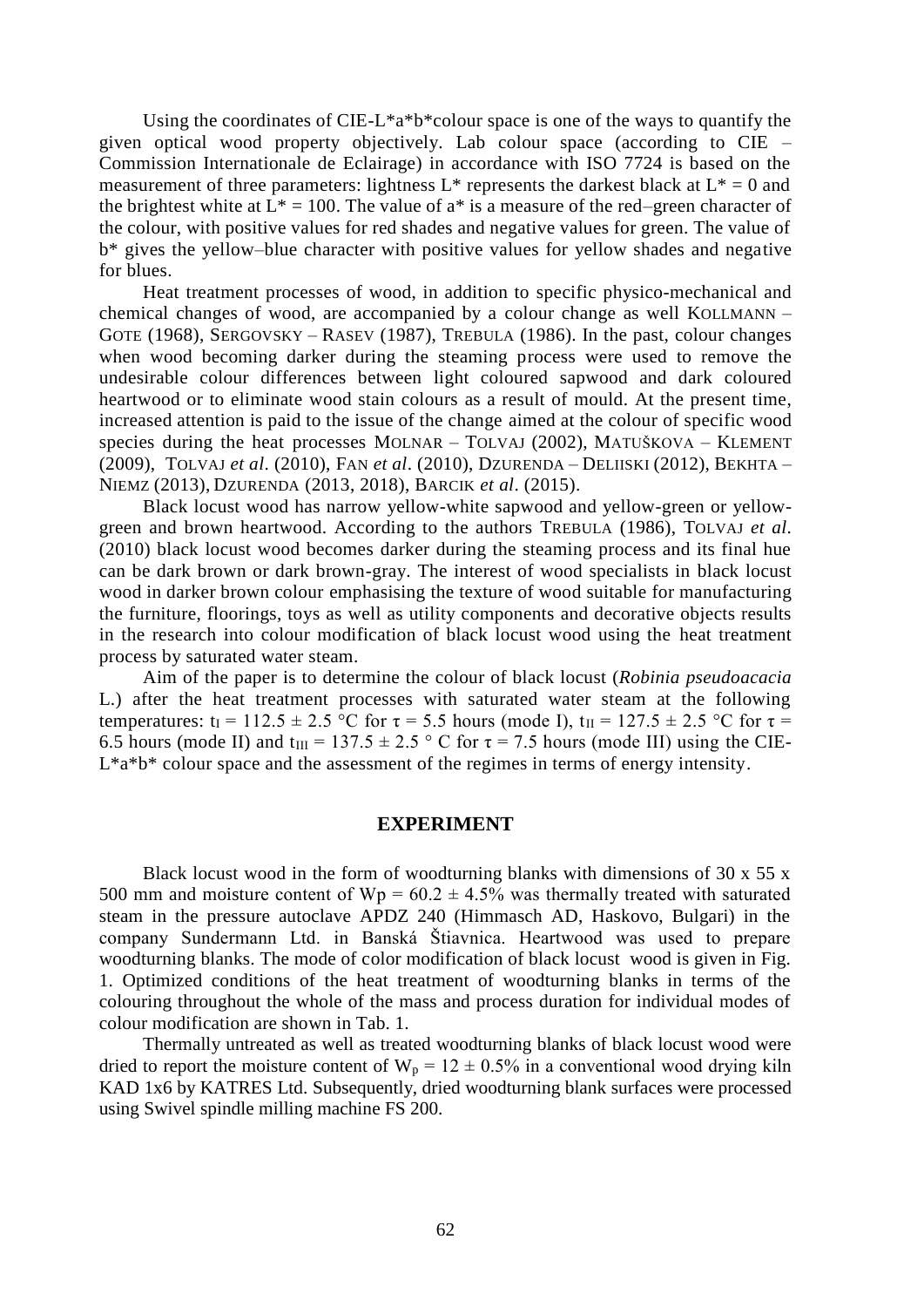Using the coordinates of CIE-L\*a\*b\*colour space is one of the ways to quantify the given optical wood property objectively. Lab colour space (according to CIE – Commission Internationale de Eclairage) in accordance with ISO 7724 is based on the measurement of three parameters: lightness $L^*$ represents the darkest black at $L^* = 0$ and the brightest white at $L^* = 100$. The value of $a^*$ is a measure of the red–green character of the colour, with positive values for red shades and negative values for green. The value of $b^*$ gives the yellow–blue character with positive values for yellow shades and negative for blues.

Heat treatment processes of wood, in addition to specific physico-mechanical and chemical changes of wood, are accompanied by a colour change as well KOLLMANN – GOTE (1968), SERGOVSKY – RASEV (1987), TREBULA (1986). In the past, colour changes when wood becoming darker during the steaming process were used to remove the undesirable colour differences between light coloured sapwood and dark coloured heartwood or to eliminate wood stain colours as a result of mould. At the present time, increased attention is paid to the issue of the change aimed at the colour of specific wood species during the heat processes MOLNAR – TOLVAJ (2002), MATUŠKOVA – KLEMENT (2009), TOLVAJ *et al*. (2010), FAN *et al*. (2010), DZURENDA – DELIISKI (2012), BEKHTA – NIEMZ (2013), DZURENDA (2013, 2018), BARCIK *et al*. (2015).

Black locust wood has narrow yellow-white sapwood and yellow-green or yellow-green and brown heartwood. According to the authors TREBULA (1986), TOLVAJ *et al*. (2010) black locust wood becomes darker during the steaming process and its final hue can be dark brown or dark brown-gray. The interest of wood specialists in black locust wood in darker brown colour emphasising the texture of wood suitable for manufacturing the furniture, floorings, toys as well as utility components and decorative objects results in the research into colour modification of black locust wood using the heat treatment process by saturated water steam.

Aim of the paper is to determine the colour of black locust (*Robinia pseudoacacia* L.) after the heat treatment processes with saturated water steam at the following temperatures: $t_I = 112.5 \pm 2.5$ °C for $\tau = 5.5$ hours (mode I), $t_{II} = 127.5 \pm 2.5$ °C for $\tau = 6.5$ hours (mode II) and $t_{III} = 137.5 \pm 2.5$ ° C for $\tau = 7.5$ hours (mode III) using the CIE-L\*a\*b\* colour space and the assessment of the regimes in terms of energy intensity.

## EXPERIMENT

Black locust wood in the form of woodturning blanks with dimensions of 30 x 55 x 500 mm and moisture content of $W_p = 60.2 \pm 4.5\%$ was thermally treated with saturated steam in the pressure autoclave APDZ 240 (Himmasch AD, Haskovo, Bulgari) in the company Sundermann Ltd. in Banská Štiavnica. Heartwood was used to prepare woodturning blanks. The mode of color modification of black locust wood is given in Fig. 1. Optimized conditions of the heat treatment of woodturning blanks in terms of the colouring throughout the whole of the mass and process duration for individual modes of colour modification are shown in Tab. 1.

Thermally untreated as well as treated woodturning blanks of black locust wood were dried to report the moisture content of $W_p = 12 \pm 0.5\%$ in a conventional wood drying kiln KAD 1x6 by KATRES Ltd. Subsequently, dried woodturning blank surfaces were processed using Swivel spindle milling machine FS 200.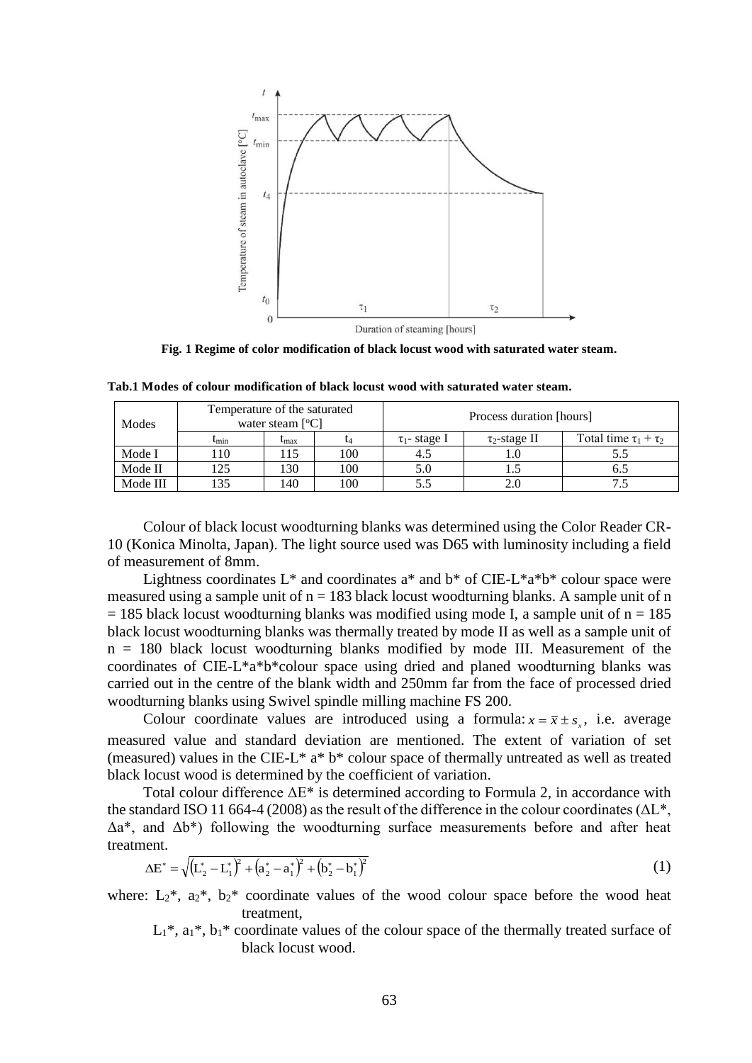**Fig. 1 Regime of color modification of black locust wood with saturated water steam.**

**Tab.1 Modes of colour modification of black locust wood with saturated water steam.**

| Modes | Temperature of the saturated water steam [°C] | | | Process duration [hours] | | |
|---|---|---|---|---|---|---|
| | $t_{min}$ | $t_{max}$ | $t_4$ | $\tau_1$- stage I | $\tau_2$-stage II | Total time $\tau_1 + \tau_2$ |
| Mode I | 110 | 115 | 100 | 4.5 | 1.0 | 5.5 |
| Mode II | 125 | 130 | 100 | 5.0 | 1.5 | 6.5 |
| Mode III | 135 | 140 | 100 | 5.5 | 2.0 | 7.5 |

Colour of black locust woodturning blanks was determined using the Color Reader CR-10 (Konica Minolta, Japan). The light source used was D65 with luminosity including a field of measurement of 8mm.

Lightness coordinates L* and coordinates a* and b* of CIE-L*a*b* colour space were measured using a sample unit of n = 183 black locust woodturning blanks. A sample unit of n = 185 black locust woodturning blanks was modified using mode I, a sample unit of n = 185 black locust woodturning blanks was thermally treated by mode II as well as a sample unit of n = 180 black locust woodturning blanks modified by mode III. Measurement of the coordinates of CIE-L*a*b*colour space using dried and planed woodturning blanks was carried out in the centre of the blank width and 250mm far from the face of processed dried woodturning blanks using Swivel spindle milling machine FS 200.

Colour coordinate values are introduced using a formula: $x = \bar{x} \pm s_x$, i.e. average measured value and standard deviation are mentioned. The extent of variation of set (measured) values in the CIE-L* a* b* colour space of thermally untreated as well as treated black locust wood is determined by the coefficient of variation.

Total colour difference ΔE* is determined according to Formula 2, in accordance with the standard ISO 11 664-4 (2008) as the result of the difference in the colour coordinates (ΔL*, Δa*, and Δb*) following the woodturning surface measurements before and after heat treatment.

$$\Delta E^* = \sqrt{\left(L_2^* - L_1^*\right)^2 + \left(a_2^* - a_1^*\right)^2 + \left(b_2^* - b_1^*\right)^2} \tag{1}$$

where: $L_2^*$, $a_2^*$, $b_2^*$ coordinate values of the wood colour space before the wood heat treatment,

$L_1^*$, $a_1^*$, $b_1^*$ coordinate values of the colour space of the thermally treated surface of black locust wood.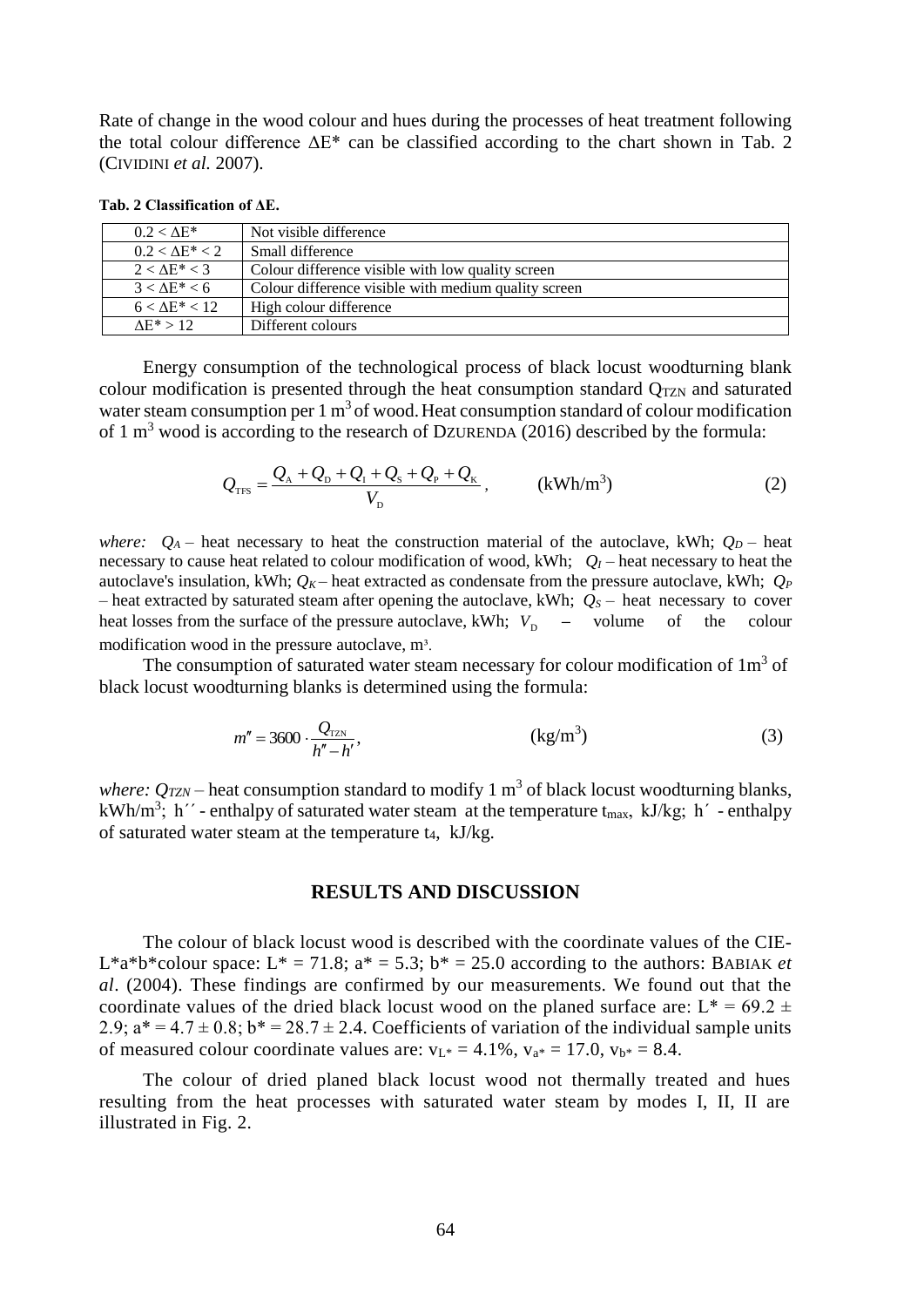Rate of change in the wood colour and hues during the processes of heat treatment following the total colour difference $\Delta E^*$ can be classified according to the chart shown in Tab. 2 (CIVIDINI *et al.* 2007).

**Tab. 2 Classification of ΔE.**

| | |
|---|---|
| $0.2 < \Delta E^*$ | Not visible difference |
| $0.2 < \Delta E^* < 2$ | Small difference |
| $2 < \Delta E^* < 3$ | Colour difference visible with low quality screen |
| $3 < \Delta E^* < 6$ | Colour difference visible with medium quality screen |
| $6 < \Delta E^* < 12$ | High colour difference |
| $\Delta E^* > 12$ | Different colours |

Energy consumption of the technological process of black locust woodturning blank colour modification is presented through the heat consumption standard $Q_{TZN}$ and saturated water steam consumption per 1 m$^3$ of wood. Heat consumption standard of colour modification of 1 m$^3$ wood is according to the research of DZURENDA (2016) described by the formula:

$$Q_{TFS} = \frac{Q_A + Q_D + Q_I + Q_S + Q_P + Q_K}{V_D}, \qquad (\text{kWh/m}^3) \tag{2}$$

*where:* $Q_A$ – heat necessary to heat the construction material of the autoclave, kWh; $Q_D$ – heat necessary to cause heat related to colour modification of wood, kWh; $Q_I$ – heat necessary to heat the autoclave's insulation, kWh; $Q_K$ – heat extracted as condensate from the pressure autoclave, kWh; $Q_P$ – heat extracted by saturated steam after opening the autoclave, kWh; $Q_S$ – heat necessary to cover heat losses from the surface of the pressure autoclave, kWh; $V_D$ – volume of the colour modification wood in the pressure autoclave, m$^3$.

The consumption of saturated water steam necessary for colour modification of 1m$^3$ of black locust woodturning blanks is determined using the formula:

$$m'' = 3600 \cdot \frac{Q_{TZN}}{h'' - h'}, \qquad (\text{kg/m}^3) \tag{3}$$

*where:* $Q_{TZN}$ – heat consumption standard to modify 1 m$^3$ of black locust woodturning blanks, kWh/m$^3$; $h''$ - enthalpy of saturated water steam at the temperature $t_{max}$, kJ/kg; $h'$ - enthalpy of saturated water steam at the temperature $t_4$, kJ/kg.

## RESULTS AND DISCUSSION

The colour of black locust wood is described with the coordinate values of the CIE-L*a*b*colour space: $L^* = 71.8$; $a^* = 5.3$; $b^* = 25.0$ according to the authors: BABIAK *et al*. (2004). These findings are confirmed by our measurements. We found out that the coordinate values of the dried black locust wood on the planed surface are: $L^* = 69.2 \pm 2.9$; $a^* = 4.7 \pm 0.8$; $b^* = 28.7 \pm 2.4$. Coefficients of variation of the individual sample units of measured colour coordinate values are: $v_{L^*} = 4.1\%$, $v_{a^*} = 17.0$, $v_{b^*} = 8.4$.

The colour of dried planed black locust wood not thermally treated and hues resulting from the heat processes with saturated water steam by modes I, II, II are illustrated in Fig. 2.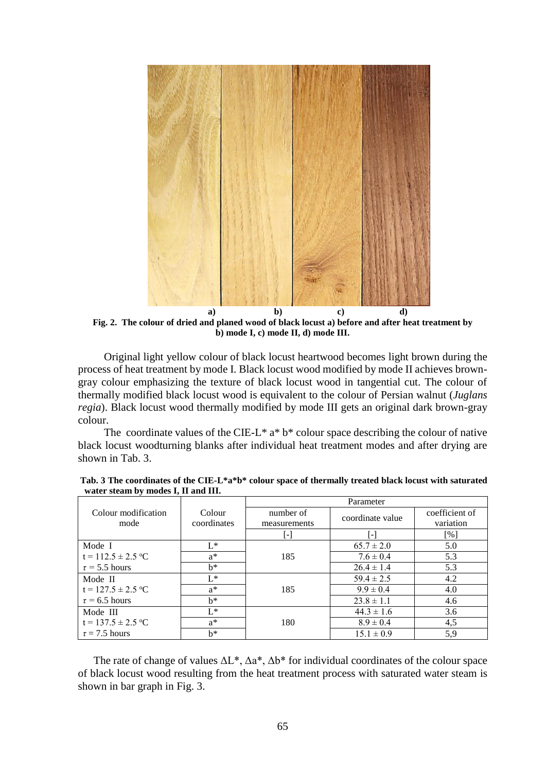a) b) c) d)

**Fig. 2. The colour of dried and planed wood of black locust a) before and after heat treatment by b) mode I, c) mode II, d) mode III.**

Original light yellow colour of black locust heartwood becomes light brown during the process of heat treatment by mode I. Black locust wood modified by mode II achieves brown-gray colour emphasizing the texture of black locust wood in tangential cut. The colour of thermally modified black locust wood is equivalent to the colour of Persian walnut (*Juglans regia*). Black locust wood thermally modified by mode III gets an original dark brown-gray colour.

The coordinate values of the CIE-L* a* b* colour space describing the colour of native black locust woodturning blanks after individual heat treatment modes and after drying are shown in Tab. 3.

**Tab. 3 The coordinates of the CIE-L*a*b* colour space of thermally treated black locust with saturated water steam by modes I, II and III.**

| Colour modification mode | Colour coordinates | Parameter | | |
|---|---|---|---|---|
| | | number of measurements | coordinate value | coefficient of variation |
| | | [-] | [-] | [%] |
| Mode I | L* | | 65.7 ± 2.0 | 5.0 |
| t = 112.5 ± 2.5 °C | a* | 185 | 7.6 ± 0.4 | 5.3 |
| $\tau$ = 5.5 hours | b* | | 26.4 ± 1.4 | 5.3 |
| Mode II | L* | | 59.4 ± 2.5 | 4.2 |
| t = 127.5 ± 2.5 °C | a* | 185 | 9.9 ± 0.4 | 4.0 |
| $\tau$ = 6.5 hours | b* | | 23.8 ± 1.1 | 4.6 |
| Mode III | L* | | 44.3 ± 1.6 | 3.6 |
| t = 137.5 ± 2.5 °C | a* | 180 | 8.9 ± 0.4 | 4,5 |
| $\tau$ = 7.5 hours | b* | | 15.1 ± 0.9 | 5,9 |

The rate of change of values ΔL*, Δa*, Δb* for individual coordinates of the colour space of black locust wood resulting from the heat treatment process with saturated water steam is shown in bar graph in Fig. 3.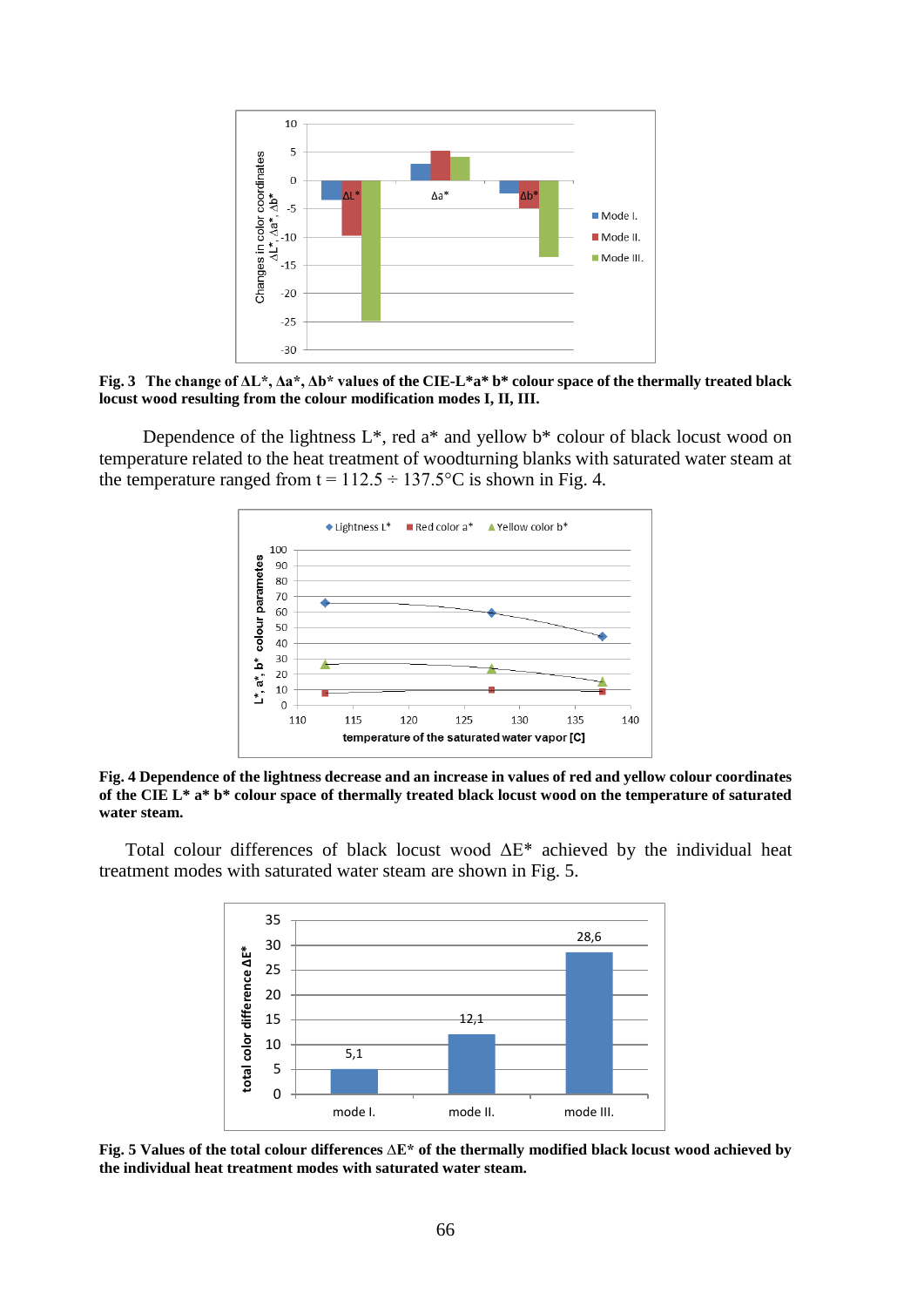**Fig. 3 The change of ΔL\*, Δa\*, Δb\* values of the CIE-L\*a\* b\* colour space of the thermally treated black locust wood resulting from the colour modification modes I, II, III.**

Dependence of the lightness L*, red a* and yellow b* colour of black locust wood on temperature related to the heat treatment of woodturning blanks with saturated water steam at the temperature ranged from t = 112.5 ÷ 137.5°C is shown in Fig. 4.

**Fig. 4 Dependence of the lightness decrease and an increase in values of red and yellow colour coordinates of the CIE L\* a\* b\* colour space of thermally treated black locust wood on the temperature of saturated water steam.**

Total colour differences of black locust wood ΔE* achieved by the individual heat treatment modes with saturated water steam are shown in Fig. 5.

**Fig. 5 Values of the total colour differences ΔE\* of the thermally modified black locust wood achieved by the individual heat treatment modes with saturated water steam.**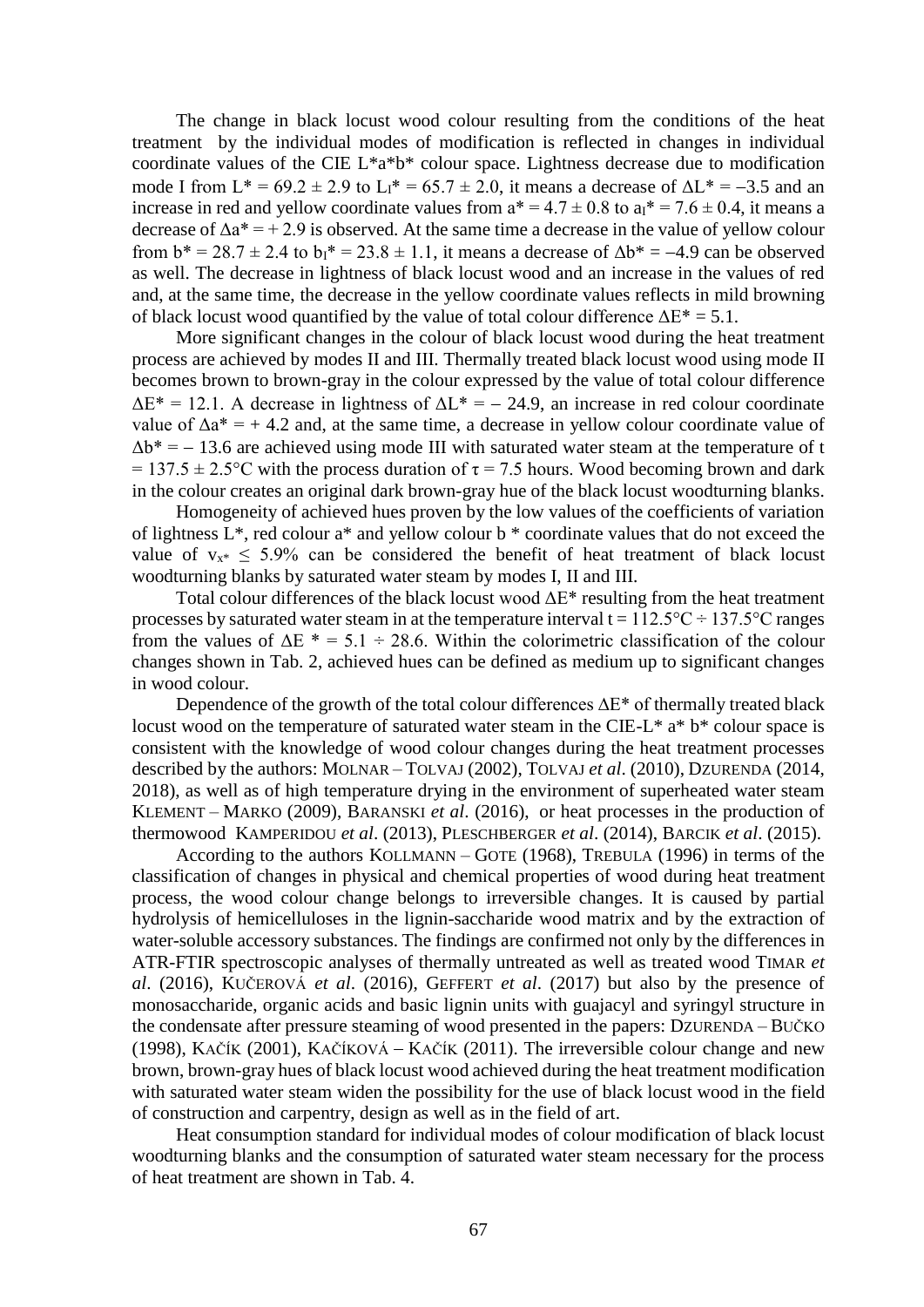The change in black locust wood colour resulting from the conditions of the heat treatment by the individual modes of modification is reflected in changes in individual coordinate values of the CIE L*a*b* colour space. Lightness decrease due to modification mode I from $L^* = 69.2 \pm 2.9$ to $L_I^* = 65.7 \pm 2.0$, it means a decrease of $\Delta L^* = -3.5$ and an increase in red and yellow coordinate values from $a^* = 4.7 \pm 0.8$ to $a_I^* = 7.6 \pm 0.4$, it means a decrease of $\Delta a^* = +2.9$ is observed. At the same time a decrease in the value of yellow colour from $b^* = 28.7 \pm 2.4$ to $b_I^* = 23.8 \pm 1.1$, it means a decrease of $\Delta b^* = -4.9$ can be observed as well. The decrease in lightness of black locust wood and an increase in the values of red and, at the same time, the decrease in the yellow coordinate values reflects in mild browning of black locust wood quantified by the value of total colour difference $\Delta E^* = 5.1$.

More significant changes in the colour of black locust wood during the heat treatment process are achieved by modes II and III. Thermally treated black locust wood using mode II becomes brown to brown-gray in the colour expressed by the value of total colour difference $\Delta E^* = 12.1$. A decrease in lightness of $\Delta L^* = -24.9$, an increase in red colour coordinate value of $\Delta a^* = +4.2$ and, at the same time, a decrease in yellow colour coordinate value of $\Delta b^* = -13.6$ are achieved using mode III with saturated water steam at the temperature of $t = 137.5 \pm 2.5$°C with the process duration of $\tau = 7.5$ hours. Wood becoming brown and dark in the colour creates an original dark brown-gray hue of the black locust woodturning blanks.

Homogeneity of achieved hues proven by the low values of the coefficients of variation of lightness L*, red colour a* and yellow colour b * coordinate values that do not exceed the value of $v_{x^*} \leq 5.9\%$ can be considered the benefit of heat treatment of black locust woodturning blanks by saturated water steam by modes I, II and III.

Total colour differences of the black locust wood $\Delta E^*$ resulting from the heat treatment processes by saturated water steam in at the temperature interval $t = 112.5$°C ÷ 137.5°C ranges from the values of $\Delta E^* = 5.1 \div 28.6$. Within the colorimetric classification of the colour changes shown in Tab. 2, achieved hues can be defined as medium up to significant changes in wood colour.

Dependence of the growth of the total colour differences $\Delta E^*$ of thermally treated black locust wood on the temperature of saturated water steam in the CIE-L* a* b* colour space is consistent with the knowledge of wood colour changes during the heat treatment processes described by the authors: Molnar – Tolvaj (2002), Tolvaj *et al*. (2010), Dzurenda (2014, 2018), as well as of high temperature drying in the environment of superheated water steam Klement – Marko (2009), Baranski *et al*. (2016), or heat processes in the production of thermowood Kamperidou *et al*. (2013), Pleschberger *et al*. (2014), Barcik *et al*. (2015).

According to the authors Kollmann – Gote (1968), Trebula (1996) in terms of the classification of changes in physical and chemical properties of wood during heat treatment process, the wood colour change belongs to irreversible changes. It is caused by partial hydrolysis of hemicelluloses in the lignin-saccharide wood matrix and by the extraction of water-soluble accessory substances. The findings are confirmed not only by the differences in ATR-FTIR spectroscopic analyses of thermally untreated as well as treated wood Timar *et al*. (2016), Kučerová *et al*. (2016), Geffert *et al*. (2017) but also by the presence of monosaccharide, organic acids and basic lignin units with guajacyl and syringyl structure in the condensate after pressure steaming of wood presented in the papers: Dzurenda – Bučko (1998), Kačík (2001), Kačíková – Kačík (2011). The irreversible colour change and new brown, brown-gray hues of black locust wood achieved during the heat treatment modification with saturated water steam widen the possibility for the use of black locust wood in the field of construction and carpentry, design as well as in the field of art.

Heat consumption standard for individual modes of colour modification of black locust woodturning blanks and the consumption of saturated water steam necessary for the process of heat treatment are shown in Tab. 4.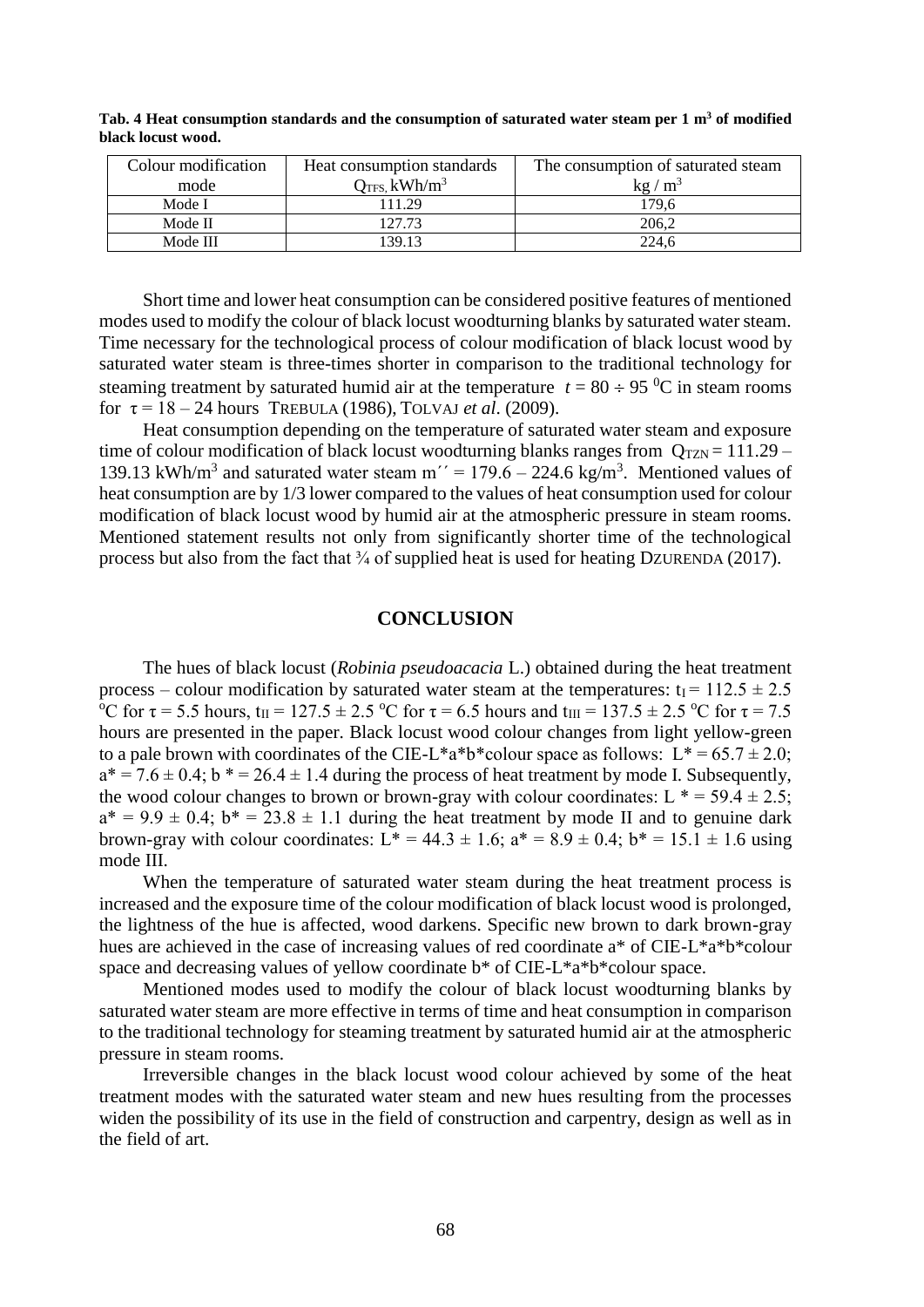**Tab. 4 Heat consumption standards and the consumption of saturated water steam per 1 m$^3$ of modified black locust wood.**

| Colour modification mode | Heat consumption standards $Q_{TFS}$, kWh/m$^3$ | The consumption of saturated steam kg / m$^3$ |
|---|---|---|
| Mode I | 111.29 | 179,6 |
| Mode II | 127.73 | 206,2 |
| Mode III | 139.13 | 224,6 |

Short time and lower heat consumption can be considered positive features of mentioned modes used to modify the colour of black locust woodturning blanks by saturated water steam. Time necessary for the technological process of colour modification of black locust wood by saturated water steam is three-times shorter in comparison to the traditional technology for steaming treatment by saturated humid air at the temperature $t = 80 \div 95$ $^0$C in steam rooms for $\tau = 18 - 24$ hours TREBULA (1986), TOLVAJ *et al*. (2009).

Heat consumption depending on the temperature of saturated water steam and exposure time of colour modification of black locust woodturning blanks ranges from $Q_{TZN} = 111.29 - 139.13$ kWh/m$^3$ and saturated water steam $m'' = 179.6 - 224.6$ kg/m$^3$. Mentioned values of heat consumption are by 1/3 lower compared to the values of heat consumption used for colour modification of black locust wood by humid air at the atmospheric pressure in steam rooms. Mentioned statement results not only from significantly shorter time of the technological process but also from the fact that ¾ of supplied heat is used for heating DZURENDA (2017).

## CONCLUSION

The hues of black locust (*Robinia pseudoacacia* L.) obtained during the heat treatment process – colour modification by saturated water steam at the temperatures: $t_I = 112.5 \pm 2.5$ $^o$C for $\tau = 5.5$ hours, $t_{II} = 127.5 \pm 2.5$ $^o$C for $\tau = 6.5$ hours and $t_{III} = 137.5 \pm 2.5$ $^o$C for $\tau = 7.5$ hours are presented in the paper. Black locust wood colour changes from light yellow-green to a pale brown with coordinates of the CIE-L*a*b*colour space as follows: $L^* = 65.7 \pm 2.0$; $a^* = 7.6 \pm 0.4$; $b^* = 26.4 \pm 1.4$ during the process of heat treatment by mode I. Subsequently, the wood colour changes to brown or brown-gray with colour coordinates: $L^* = 59.4 \pm 2.5$; $a^* = 9.9 \pm 0.4$; $b^* = 23.8 \pm 1.1$ during the heat treatment by mode II and to genuine dark brown-gray with colour coordinates: $L^* = 44.3 \pm 1.6$; $a^* = 8.9 \pm 0.4$; $b^* = 15.1 \pm 1.6$ using mode III.

When the temperature of saturated water steam during the heat treatment process is increased and the exposure time of the colour modification of black locust wood is prolonged, the lightness of the hue is affected, wood darkens. Specific new brown to dark brown-gray hues are achieved in the case of increasing values of red coordinate a* of CIE-L*a*b*colour space and decreasing values of yellow coordinate b* of CIE-L*a*b*colour space.

Mentioned modes used to modify the colour of black locust woodturning blanks by saturated water steam are more effective in terms of time and heat consumption in comparison to the traditional technology for steaming treatment by saturated humid air at the atmospheric pressure in steam rooms.

Irreversible changes in the black locust wood colour achieved by some of the heat treatment modes with the saturated water steam and new hues resulting from the processes widen the possibility of its use in the field of construction and carpentry, design as well as in the field of art.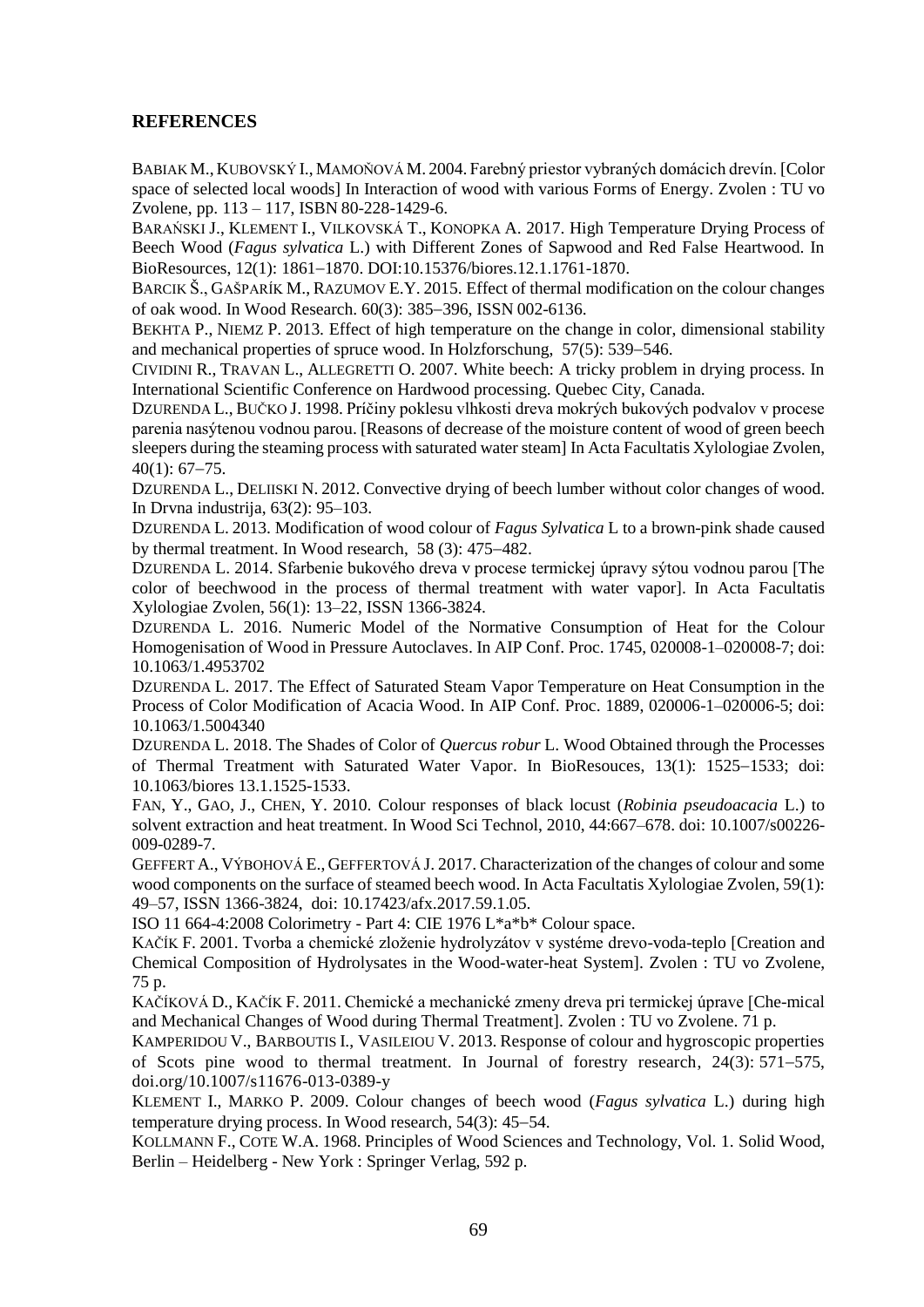## REFERENCES

BABIAK M., KUBOVSKÝ I., MAMOŇOVÁ M. 2004. Farebný priestor vybraných domácich drevín. [Color space of selected local woods] In Interaction of wood with various Forms of Energy. Zvolen : TU vo Zvolene, pp. 113 – 117, ISBN 80-228-1429-6.

BARAŃSKI J., KLEMENT I., VILKOVSKÁ T., KONOPKA A. 2017. High Temperature Drying Process of Beech Wood (*Fagus sylvatica* L.) with Different Zones of Sapwood and Red False Heartwood. In BioResources, 12(1): 1861–1870. DOI:10.15376/biores.12.1.1761-1870.

BARCIK Š., GAŠPARÍK M., RAZUMOV E.Y. 2015. Effect of thermal modification on the colour changes of oak wood. In Wood Research. 60(3): 385–396, ISSN 002-6136.

BEKHTA P., NIEMZ P. 2013. Effect of high temperature on the change in color, dimensional stability and mechanical properties of spruce wood. In Holzforschung, 57(5): 539–546.

CIVIDINI R., TRAVAN L., ALLEGRETTI O. 2007. White beech: A tricky problem in drying process. In International Scientific Conference on Hardwood processing. Quebec City, Canada.

DZURENDA L., BUČKO J. 1998. Príčiny poklesu vlhkosti dreva mokrých bukových podvalov v procese parenia nasýtenou vodnou parou. [Reasons of decrease of the moisture content of wood of green beech sleepers during the steaming process with saturated water steam] In Acta Facultatis Xylologiae Zvolen, 40(1): 67–75.

DZURENDA L., DELIISKI N. 2012. Convective drying of beech lumber without color changes of wood. In Drvna industrija, 63(2): 95–103.

DZURENDA L. 2013. Modification of wood colour of *Fagus Sylvatica* L to a brown-pink shade caused by thermal treatment. In Wood research, 58 (3): 475–482.

DZURENDA L. 2014. Sfarbenie bukového dreva v procese termickej úpravy sýtou vodnou parou [The color of beechwood in the process of thermal treatment with water vapor]. In Acta Facultatis Xylologiae Zvolen, 56(1): 13–22, ISSN 1366-3824.

DZURENDA L. 2016. Numeric Model of the Normative Consumption of Heat for the Colour Homogenisation of Wood in Pressure Autoclaves. In AIP Conf. Proc. 1745, 020008-1–020008-7; doi: 10.1063/1.4953702

DZURENDA L. 2017. The Effect of Saturated Steam Vapor Temperature on Heat Consumption in the Process of Color Modification of Acacia Wood. In AIP Conf. Proc. 1889, 020006-1–020006-5; doi: 10.1063/1.5004340

DZURENDA L. 2018. The Shades of Color of *Quercus robur* L. Wood Obtained through the Processes of Thermal Treatment with Saturated Water Vapor. In BioResouces, 13(1): 1525–1533; doi: 10.1063/biores 13.1.1525-1533.

FAN, Y., GAO, J., CHEN, Y. 2010. Colour responses of black locust (*Robinia pseudoacacia* L.) to solvent extraction and heat treatment. In Wood Sci Technol, 2010, 44:667–678. doi: 10.1007/s00226-009-0289-7.

GEFFERT A., VÝBOHOVÁ E., GEFFERTOVÁ J. 2017. Characterization of the changes of colour and some wood components on the surface of steamed beech wood. In Acta Facultatis Xylologiae Zvolen, 59(1): 49–57, ISSN 1366-3824, doi: 10.17423/afx.2017.59.1.05.

ISO 11 664-4:2008 Colorimetry - Part 4: CIE 1976 L*a*b* Colour space.

KAČÍK F. 2001. Tvorba a chemické zloženie hydrolyzátov v systéme drevo-voda-teplo [Creation and Chemical Composition of Hydrolysates in the Wood-water-heat System]. Zvolen : TU vo Zvolene, 75 p.

KAČÍKOVÁ D., KAČÍK F. 2011. Chemické a mechanické zmeny dreva pri termickej úprave [Che-mical and Mechanical Changes of Wood during Thermal Treatment]. Zvolen : TU vo Zvolene. 71 p.

KAMPERIDOU V., BARBOUTIS I., VASILEIOU V. 2013. Response of colour and hygroscopic properties of Scots pine wood to thermal treatment. In Journal of forestry research, 24(3): 571–575, doi.org/10.1007/s11676-013-0389-y

KLEMENT I., MARKO P. 2009. Colour changes of beech wood (*Fagus sylvatica* L.) during high temperature drying process. In Wood research, 54(3): 45–54.

KOLLMANN F., COTE W.A. 1968. Principles of Wood Sciences and Technology, Vol. 1. Solid Wood, Berlin – Heidelberg - New York : Springer Verlag, 592 p.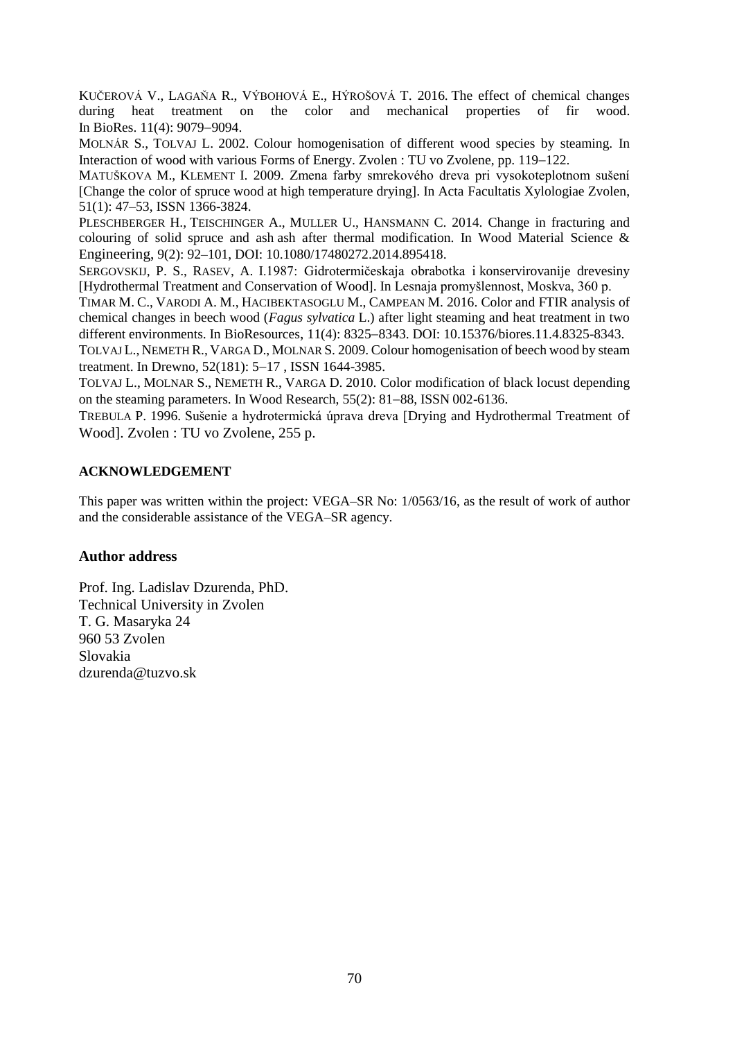KUČEROVÁ V., LAGAŇA R., VÝBOHOVÁ E., HÝROŠOVÁ T. 2016. The effect of chemical changes during heat treatment on the color and mechanical properties of fir wood. In BioRes. 11(4): 9079–9094.

MOLNÁR S., TOLVAJ L. 2002. Colour homogenisation of different wood species by steaming. In Interaction of wood with various Forms of Energy. Zvolen : TU vo Zvolene, pp. 119–122.

MATUŠKOVA M., KLEMENT I. 2009. Zmena farby smrekového dreva pri vysokoteplotnom sušení [Change the color of spruce wood at high temperature drying]. In Acta Facultatis Xylologiae Zvolen, 51(1): 47–53, ISSN 1366-3824.

PLESCHBERGER H., TEISCHINGER A., MULLER U., HANSMANN C. 2014. Change in fracturing and colouring of solid spruce and ash ash after thermal modification. In Wood Material Science & Engineering, 9(2): 92–101, DOI: 10.1080/17480272.2014.895418.

SERGOVSKIJ, P. S., RASEV, A. I.1987: Gidrotermičeskaja obrabotka i konservirovanije drevesiny [Hydrothermal Treatment and Conservation of Wood]. In Lesnaja promyšlennost, Moskva, 360 p.

TIMAR M. C., VARODI A. M., HACIBEKTASOGLU M., CAMPEAN M. 2016. Color and FTIR analysis of chemical changes in beech wood (*Fagus sylvatica* L.) after light steaming and heat treatment in two different environments. In BioResources, 11(4): 8325–8343. DOI: 10.15376/biores.11.4.8325-8343.

TOLVAJ L., NEMETH R., VARGA D., MOLNAR S. 2009. Colour homogenisation of beech wood by steam treatment. In Drewno, 52(181): 5–17 , ISSN 1644-3985.

TOLVAJ L., MOLNAR S., NEMETH R., VARGA D. 2010. Color modification of black locust depending on the steaming parameters. In Wood Research, 55(2): 81–88, ISSN 002-6136.

TREBULA P. 1996. Sušenie a hydrotermická úprava dreva [Drying and Hydrothermal Treatment of Wood]. Zvolen : TU vo Zvolene, 255 p.

**ACKNOWLEDGEMENT**

This paper was written within the project: VEGA–SR No: 1/0563/16, as the result of work of author and the considerable assistance of the VEGA–SR agency.

### Author address

Prof. Ing. Ladislav Dzurenda, PhD.
Technical University in Zvolen
T. G. Masaryka 24
960 53 Zvolen
Slovakia
dzurenda@tuzvo.sk